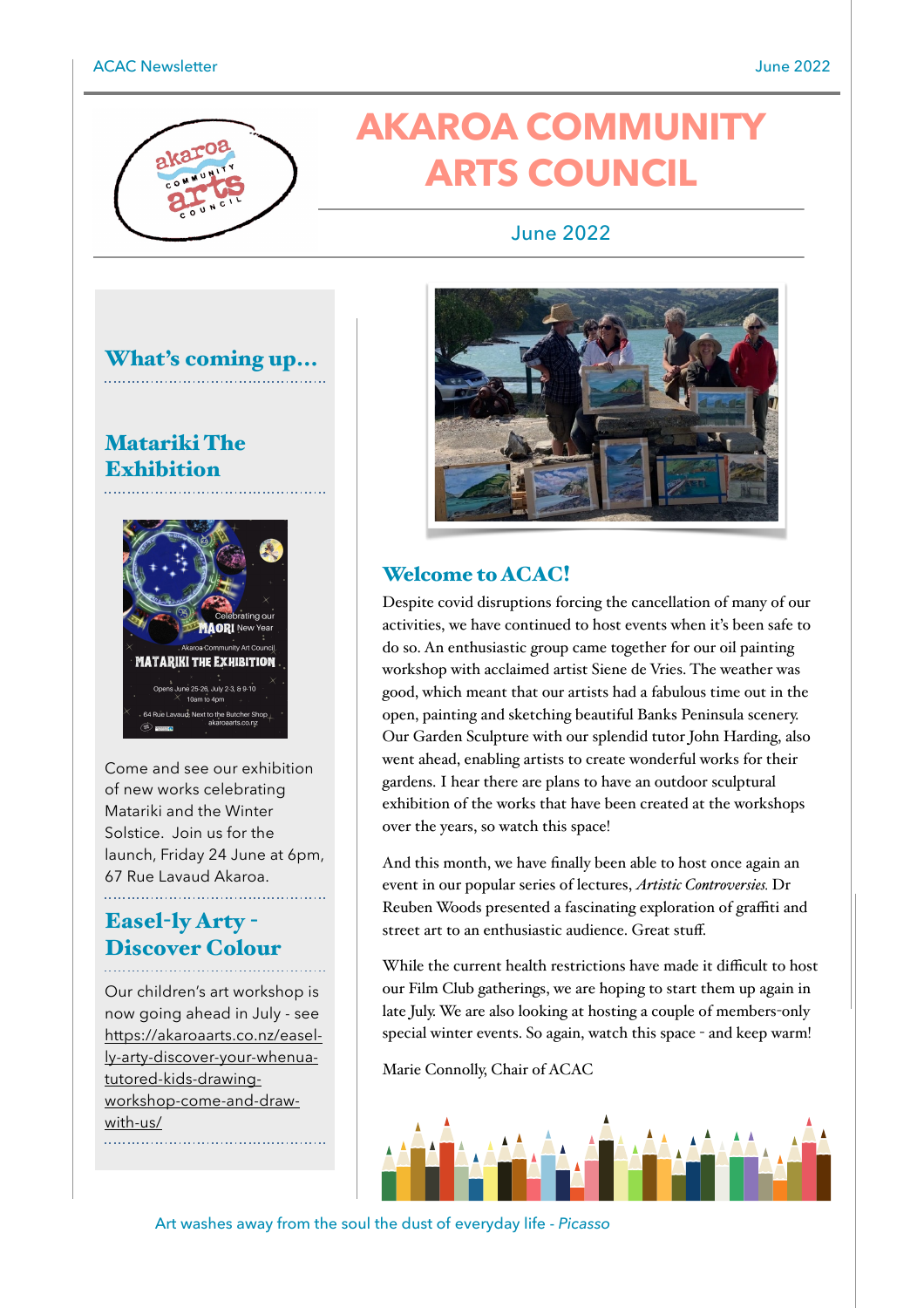# AKAROA COMMUNITY ARTS COUNCIL

June 2022

## What's coming up...

### Matariki The Exhibition

Come and see our exhibition of new works celebrating Matariki and the Winter Solstice. Join us for the launch, Friday 24 June at 6pm, 67 Rue Lavaud Akaroa.

### Easel-ly Arty - Discover Colour

Our children's art workshop is now going ahead in July - see https://akaroaarts.co.nz/easel-ly-arty-discover-your-whenua-tutored-kids-drawing-workshop-come-and-draw-with-us/

## Welcome to ACAC!

Despite covid disruptions forcing the cancellation of many of our activities, we have continued to host events when it's been safe to do so. An enthusiastic group came together for our oil painting workshop with acclaimed artist Siene de Vries. The weather was good, which meant that our artists had a fabulous time out in the open, painting and sketching beautiful Banks Peninsula scenery. Our Garden Sculpture with our splendid tutor John Harding, also went ahead, enabling artists to create wonderful works for their gardens. I hear there are plans to have an outdoor sculptural exhibition of the works that have been created at the workshops over the years, so watch this space!

And this month, we have finally been able to host once again an event in our popular series of lectures, *Artistic Controversies.* Dr Reuben Woods presented a fascinating exploration of graffiti and street art to an enthusiastic audience. Great stuff.

While the current health restrictions have made it difficult to host our Film Club gatherings, we are hoping to start them up again in late July. We are also looking at hosting a couple of members-only special winter events. So again, watch this space - and keep warm!

Marie Connolly, Chair of ACAC

Art washes away from the soul the dust of everyday life - *Picasso*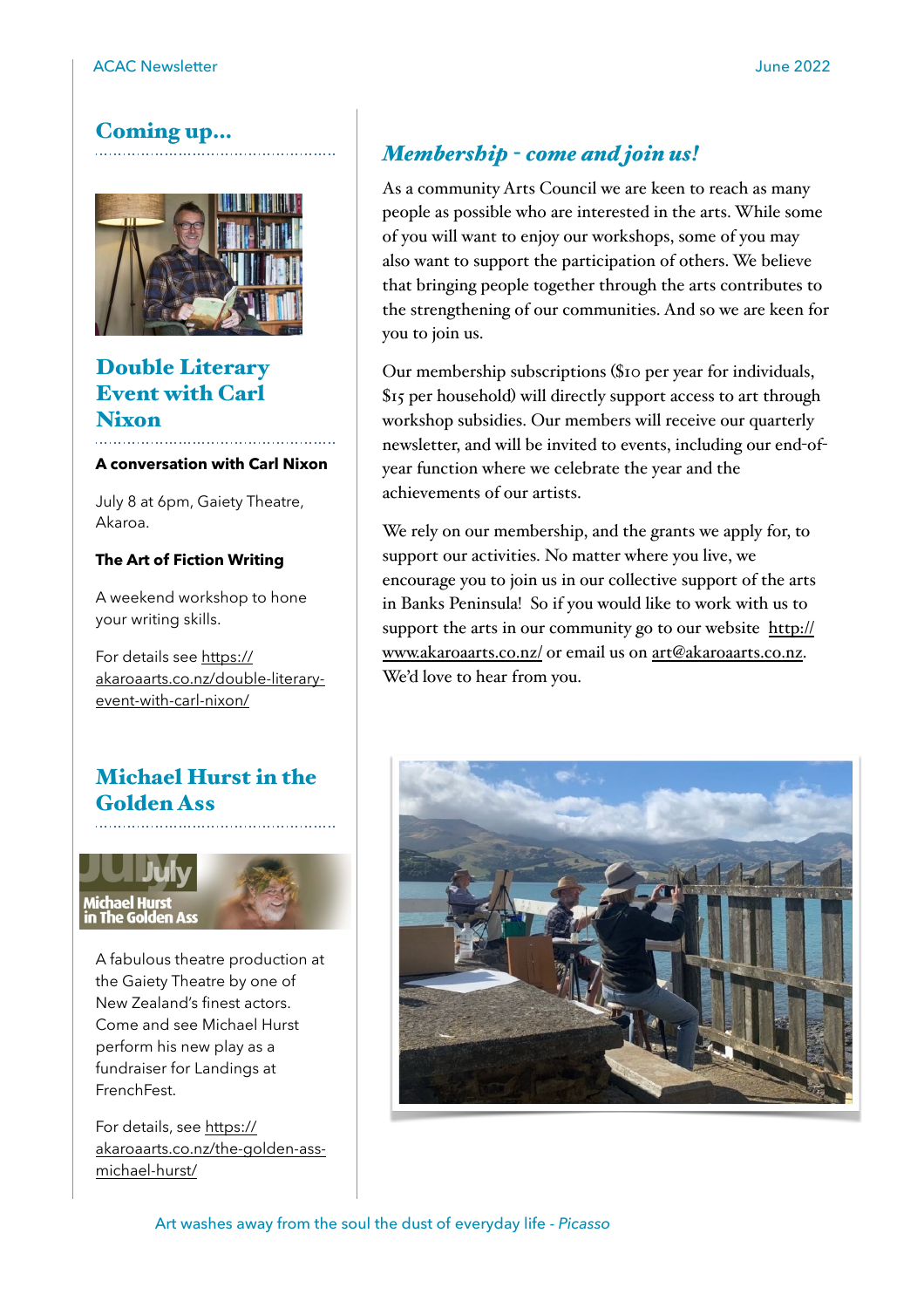## Coming up...

### Double Literary Event with Carl Nixon

**A conversation with Carl Nixon**

July 8 at 6pm, Gaiety Theatre, Akaroa.

**The Art of Fiction Writing**

A weekend workshop to hone your writing skills.

For details see https://akaroaarts.co.nz/double-literary-event-with-carl-nixon/

### Michael Hurst in the Golden Ass

A fabulous theatre production at the Gaiety Theatre by one of New Zealand's finest actors. Come and see Michael Hurst perform his new play as a fundraiser for Landings at FrenchFest.

For details, see https://akaroaarts.co.nz/the-golden-ass-michael-hurst/

## *Membership - come and join us!*

As a community Arts Council we are keen to reach as many people as possible who are interested in the arts. While some of you will want to enjoy our workshops, some of you may also want to support the participation of others. We believe that bringing people together through the arts contributes to the strengthening of our communities. And so we are keen for you to join us.

Our membership subscriptions ($10 per year for individuals, $15 per household) will directly support access to art through workshop subsidies. Our members will receive our quarterly newsletter, and will be invited to events, including our end-of-year function where we celebrate the year and the achievements of our artists.

We rely on our membership, and the grants we apply for, to support our activities. No matter where you live, we encourage you to join us in our collective support of the arts in Banks Peninsula! So if you would like to work with us to support the arts in our community go to our website http://www.akaroaarts.co.nz/ or email us on art@akaroaarts.co.nz. We'd love to hear from you.

Art washes away from the soul the dust of everyday life - *Picasso*